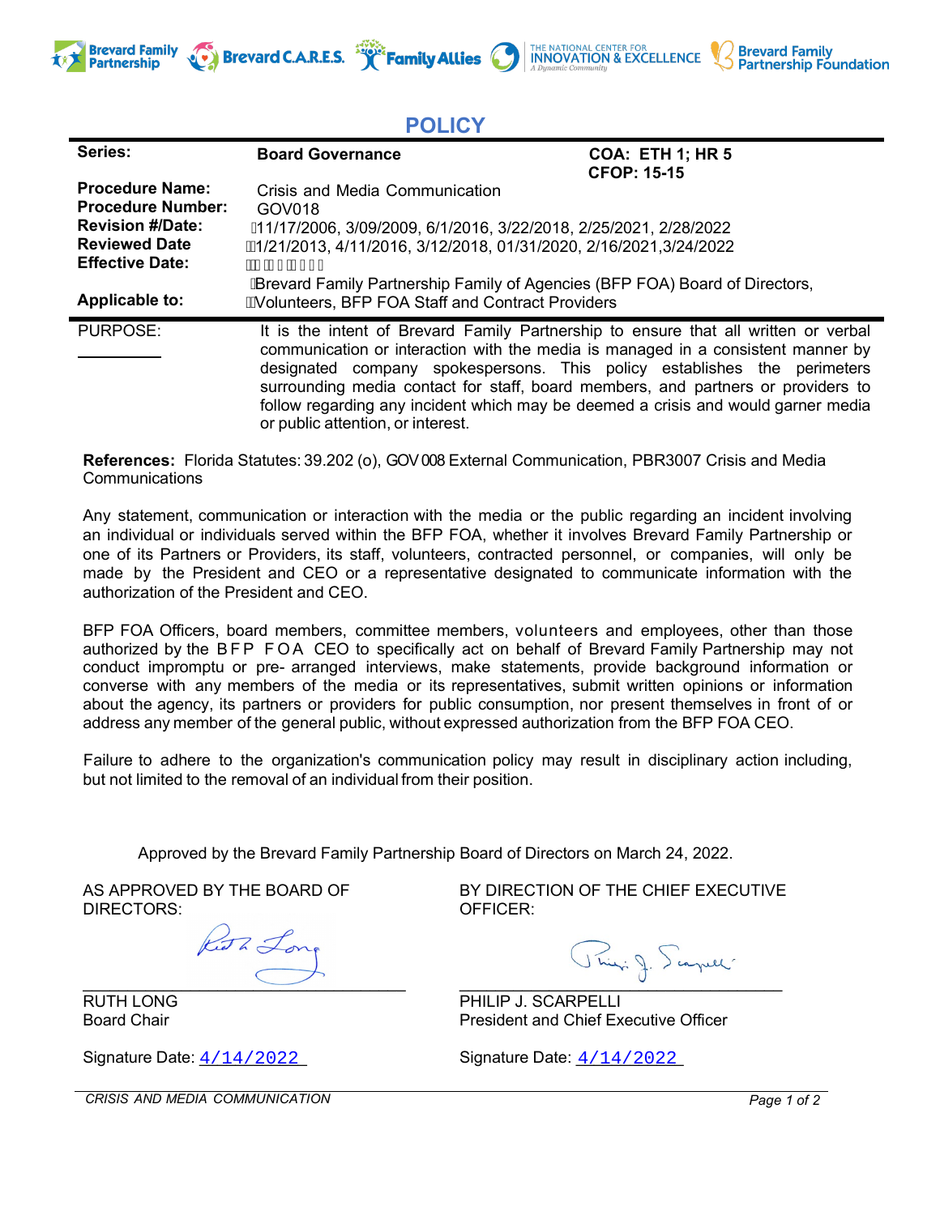Brevard Family Partnership | Brevard C.A.R.E.S. | Family Allies | The National Center for Innovation & Excellence – A Dynamic Community | Brevard Family Partnership Foundation

# POLICY

| | | |
|---|---|---|
| **Series:** | **Board Governance** | **COA: ETH 1; HR 5**<br>**CFOP: 15-15** |
| **Procedure Name:** | Crisis and Media Communication | |
| **Procedure Number:** | GOV018 | |
| **Revision #/Date:** | 11/17/2006, 3/09/2009, 6/1/2016, 3/22/2018, 2/25/2021, 2/28/2022 | |
| **Reviewed Date** | 1/21/2013, 4/11/2016, 3/12/2018, 01/31/2020, 2/16/2021, 3/24/2022 | |
| **Effective Date:** | | |
| **Applicable to:** | Brevard Family Partnership Family of Agencies (BFP FOA) Board of Directors, Volunteers, BFP FOA Staff and Contract Providers | |

PURPOSE: It is the intent of Brevard Family Partnership to ensure that all written or verbal communication or interaction with the media is managed in a consistent manner by designated company spokespersons. This policy establishes the perimeters surrounding media contact for staff, board members, and partners or providers to follow regarding any incident which may be deemed a crisis and would garner media or public attention, or interest.

**References:** Florida Statutes: 39.202 (o), GOV 008 External Communication, PBR3007 Crisis and Media Communications

Any statement, communication or interaction with the media or the public regarding an incident involving an individual or individuals served within the BFP FOA, whether it involves Brevard Family Partnership or one of its Partners or Providers, its staff, volunteers, contracted personnel, or companies, will only be made by the President and CEO or a representative designated to communicate information with the authorization of the President and CEO.

BFP FOA Officers, board members, committee members, volunteers and employees, other than those authorized by the BFP FOA CEO to specifically act on behalf of Brevard Family Partnership may not conduct impromptu or pre- arranged interviews, make statements, provide background information or converse with any members of the media or its representatives, submit written opinions or information about the agency, its partners or providers for public consumption, nor present themselves in front of or address any member of the general public, without expressed authorization from the BFP FOA CEO.

Failure to adhere to the organization's communication policy may result in disciplinary action including, but not limited to the removal of an individual from their position.

Approved by the Brevard Family Partnership Board of Directors on March 24, 2022.

AS APPROVED BY THE BOARD OF DIRECTORS:

RUTH LONG
Board Chair

Signature Date: 4/14/2022

BY DIRECTION OF THE CHIEF EXECUTIVE OFFICER:

PHILIP J. SCARPELLI
President and Chief Executive Officer

Signature Date: 4/14/2022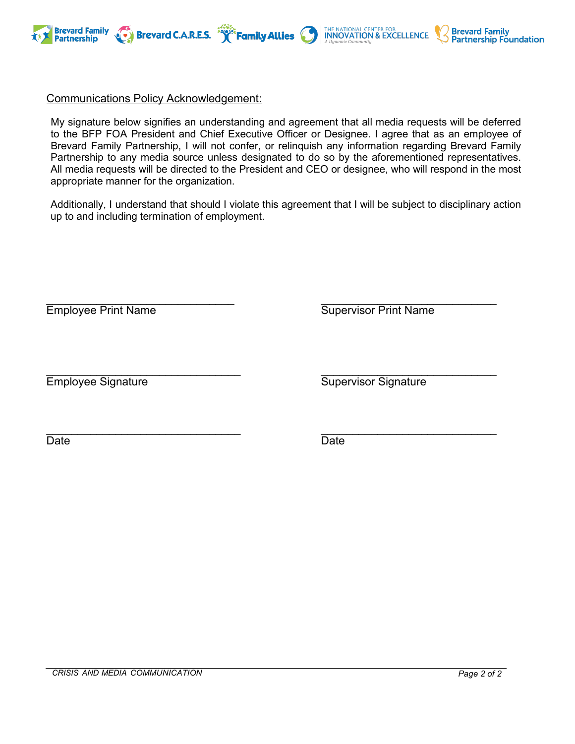Communications Policy Acknowledgement:

My signature below signifies an understanding and agreement that all media requests will be deferred to the BFP FOA President and Chief Executive Officer or Designee. I agree that as an employee of Brevard Family Partnership, I will not confer, or relinquish any information regarding Brevard Family Partnership to any media source unless designated to do so by the aforementioned representatives. All media requests will be directed to the President and CEO or designee, who will respond in the most appropriate manner for the organization.

Additionally, I understand that should I violate this agreement that I will be subject to disciplinary action up to and including termination of employment.

| | |
|---|---|
| ______________________________ | ______________________________ |
| Employee Print Name | Supervisor Print Name |
| ______________________________ | ______________________________ |
| Employee Signature | Supervisor Signature |
| ______________________________ | ______________________________ |
| Date | Date |